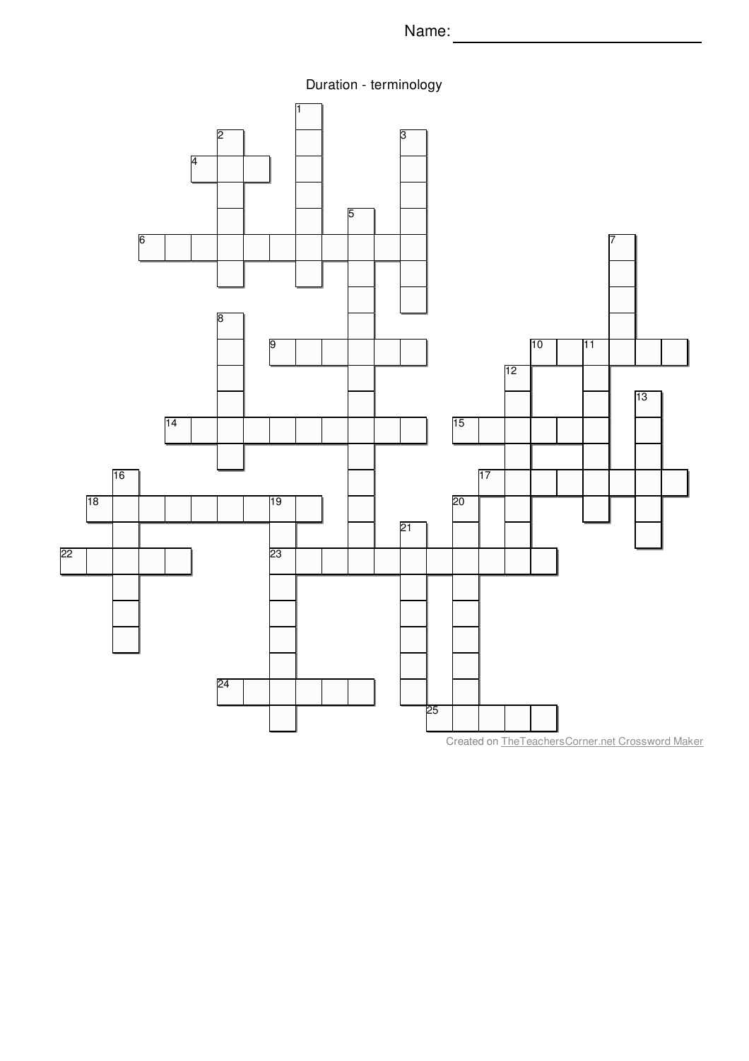Name: ___________________________

# Duration - terminology

Created on TheTeachersCorner.net Crossword Maker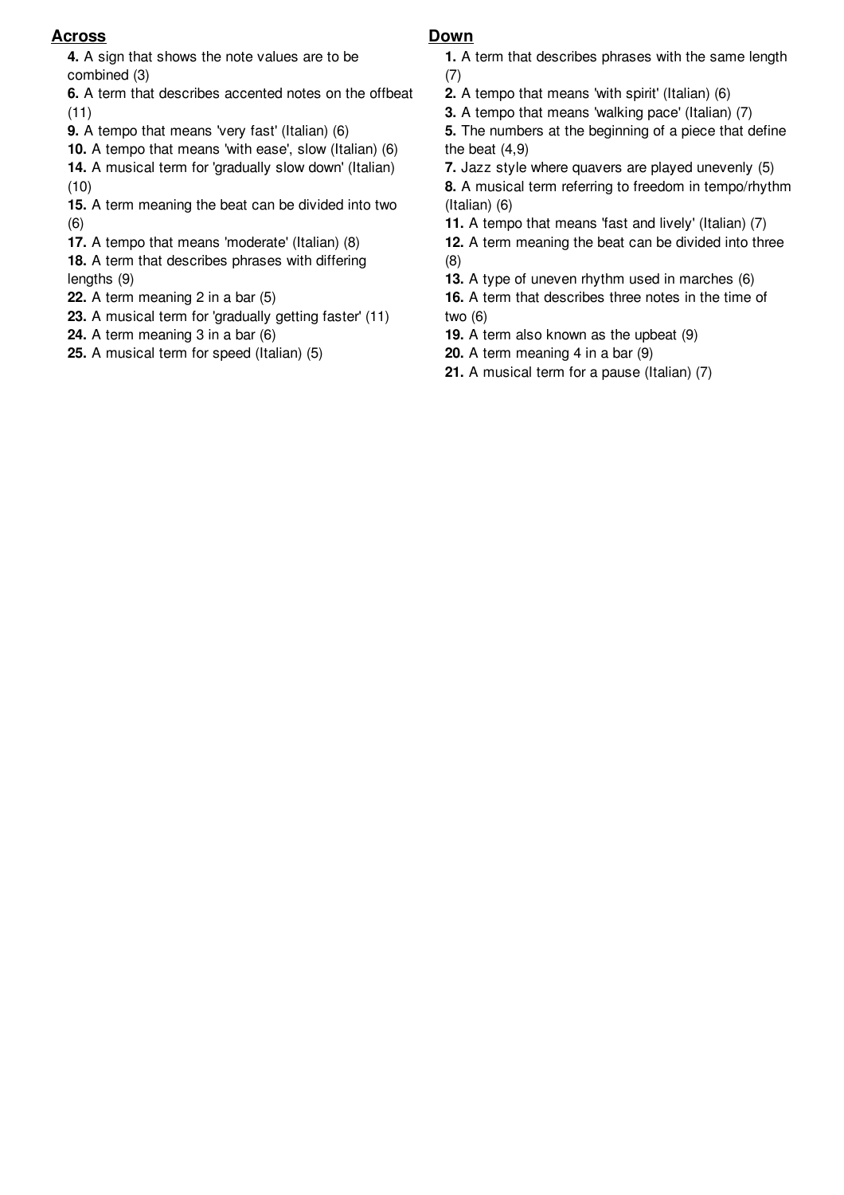## Across

**4.** A sign that shows the note values are to be combined (3)

**6.** A term that describes accented notes on the offbeat (11)

**9.** A tempo that means 'very fast' (Italian) (6)

**10.** A tempo that means 'with ease', slow (Italian) (6)

**14.** A musical term for 'gradually slow down' (Italian) (10)

**15.** A term meaning the beat can be divided into two (6)

**17.** A tempo that means 'moderate' (Italian) (8)

**18.** A term that describes phrases with differing lengths (9)

**22.** A term meaning 2 in a bar (5)

**23.** A musical term for 'gradually getting faster' (11)

**24.** A term meaning 3 in a bar (6)

**25.** A musical term for speed (Italian) (5)

## Down

**1.** A term that describes phrases with the same length (7)

**2.** A tempo that means 'with spirit' (Italian) (6)

**3.** A tempo that means 'walking pace' (Italian) (7)

**5.** The numbers at the beginning of a piece that define the beat (4,9)

**7.** Jazz style where quavers are played unevenly (5)

**8.** A musical term referring to freedom in tempo/rhythm (Italian) (6)

**11.** A tempo that means 'fast and lively' (Italian) (7)

**12.** A term meaning the beat can be divided into three (8)

**13.** A type of uneven rhythm used in marches (6)

**16.** A term that describes three notes in the time of two (6)

**19.** A term also known as the upbeat (9)

**20.** A term meaning 4 in a bar (9)

**21.** A musical term for a pause (Italian) (7)